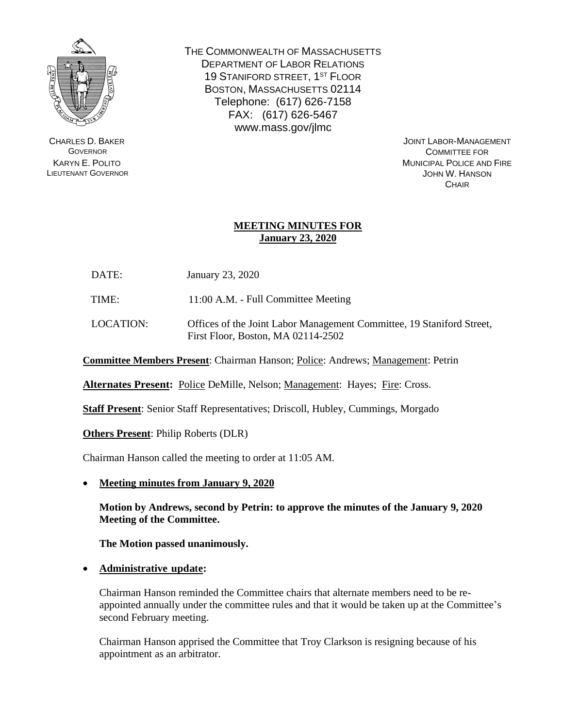THE COMMONWEALTH OF MASSACHUSETTS
DEPARTMENT OF LABOR RELATIONS
19 STANIFORD STREET, 1ST FLOOR
BOSTON, MASSACHUSETTS 02114
Telephone: (617) 626-7158
FAX: (617) 626-5467
www.mass.gov/jlmc

CHARLES D. BAKER
GOVERNOR
KARYN E. POLITO
LIEUTENANT GOVERNOR

JOINT LABOR-MANAGEMENT
COMMITTEE FOR
MUNICIPAL POLICE AND FIRE
JOHN W. HANSON
CHAIR

## MEETING MINUTES FOR January 23, 2020

DATE: January 23, 2020

TIME: 11:00 A.M. - Full Committee Meeting

LOCATION: Offices of the Joint Labor Management Committee, 19 Staniford Street, First Floor, Boston, MA 02114-2502

**Committee Members Present**: Chairman Hanson; Police: Andrews; Management: Petrin

**Alternates Present:** Police DeMille, Nelson; Management: Hayes; Fire: Cross.

**Staff Present**: Senior Staff Representatives; Driscoll, Hubley, Cummings, Morgado

**Others Present**: Philip Roberts (DLR)

Chairman Hanson called the meeting to order at 11:05 AM.

- **Meeting minutes from January 9, 2020**

  **Motion by Andrews, second by Petrin: to approve the minutes of the January 9, 2020 Meeting of the Committee.**

  **The Motion passed unanimously.**

- **Administrative update:**

  Chairman Hanson reminded the Committee chairs that alternate members need to be re-appointed annually under the committee rules and that it would be taken up at the Committee's second February meeting.

  Chairman Hanson apprised the Committee that Troy Clarkson is resigning because of his appointment as an arbitrator.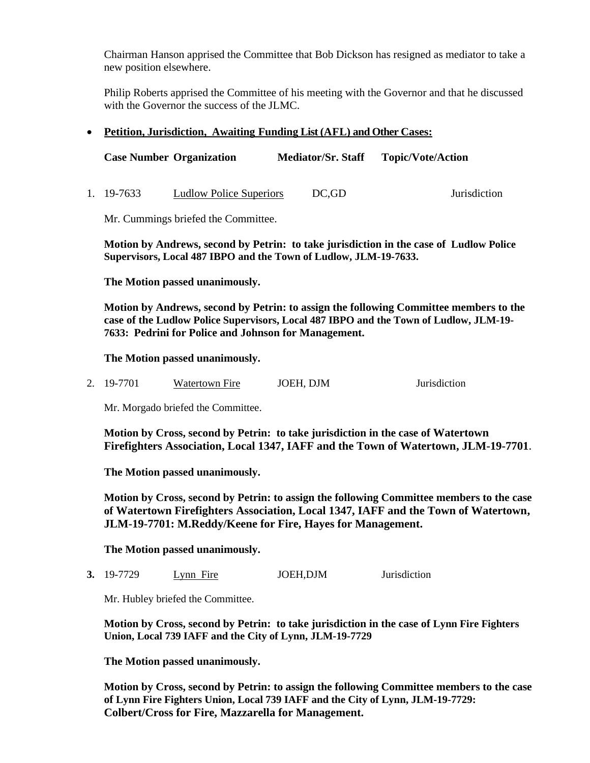Chairman Hanson apprised the Committee that Bob Dickson has resigned as mediator to take a new position elsewhere.

Philip Roberts apprised the Committee of his meeting with the Governor and that he discussed with the Governor the success of the JLMC.

- **Petition, Jurisdiction, Awaiting Funding List (AFL) and Other Cases:**

| Case Number | Organization | Mediator/Sr. Staff | Topic/Vote/Action |
|---|---|---|---|
| 1. 19-7633 | Ludlow Police Superiors | DC,GD | Jurisdiction |

Mr. Cummings briefed the Committee.

**Motion by Andrews, second by Petrin: to take jurisdiction in the case of Ludlow Police Supervisors, Local 487 IBPO and the Town of Ludlow, JLM-19-7633.**

**The Motion passed unanimously.**

**Motion by Andrews, second by Petrin: to assign the following Committee members to the case of the Ludlow Police Supervisors, Local 487 IBPO and the Town of Ludlow, JLM-19-7633: Pedrini for Police and Johnson for Management.**

**The Motion passed unanimously.**

| Case Number | Organization | Mediator/Sr. Staff | Topic/Vote/Action |
|---|---|---|---|
| 2. 19-7701 | Watertown Fire | JOEH, DJM | Jurisdiction |

Mr. Morgado briefed the Committee.

**Motion by Cross, second by Petrin: to take jurisdiction in the case of Watertown Firefighters Association, Local 1347, IAFF and the Town of Watertown, JLM-19-7701.**

**The Motion passed unanimously.**

**Motion by Cross, second by Petrin: to assign the following Committee members to the case of Watertown Firefighters Association, Local 1347, IAFF and the Town of Watertown, JLM-19-7701: M.Reddy/Keene for Fire, Hayes for Management.**

**The Motion passed unanimously.**

| Case Number | Organization | Mediator/Sr. Staff | Topic/Vote/Action |
|---|---|---|---|
| **3.** 19-7729 | Lynn Fire | JOEH,DJM | Jurisdiction |

Mr. Hubley briefed the Committee.

**Motion by Cross, second by Petrin: to take jurisdiction in the case of Lynn Fire Fighters Union, Local 739 IAFF and the City of Lynn, JLM-19-7729**

**The Motion passed unanimously.**

**Motion by Cross, second by Petrin: to assign the following Committee members to the case of Lynn Fire Fighters Union, Local 739 IAFF and the City of Lynn, JLM-19-7729: Colbert/Cross for Fire, Mazzarella for Management.**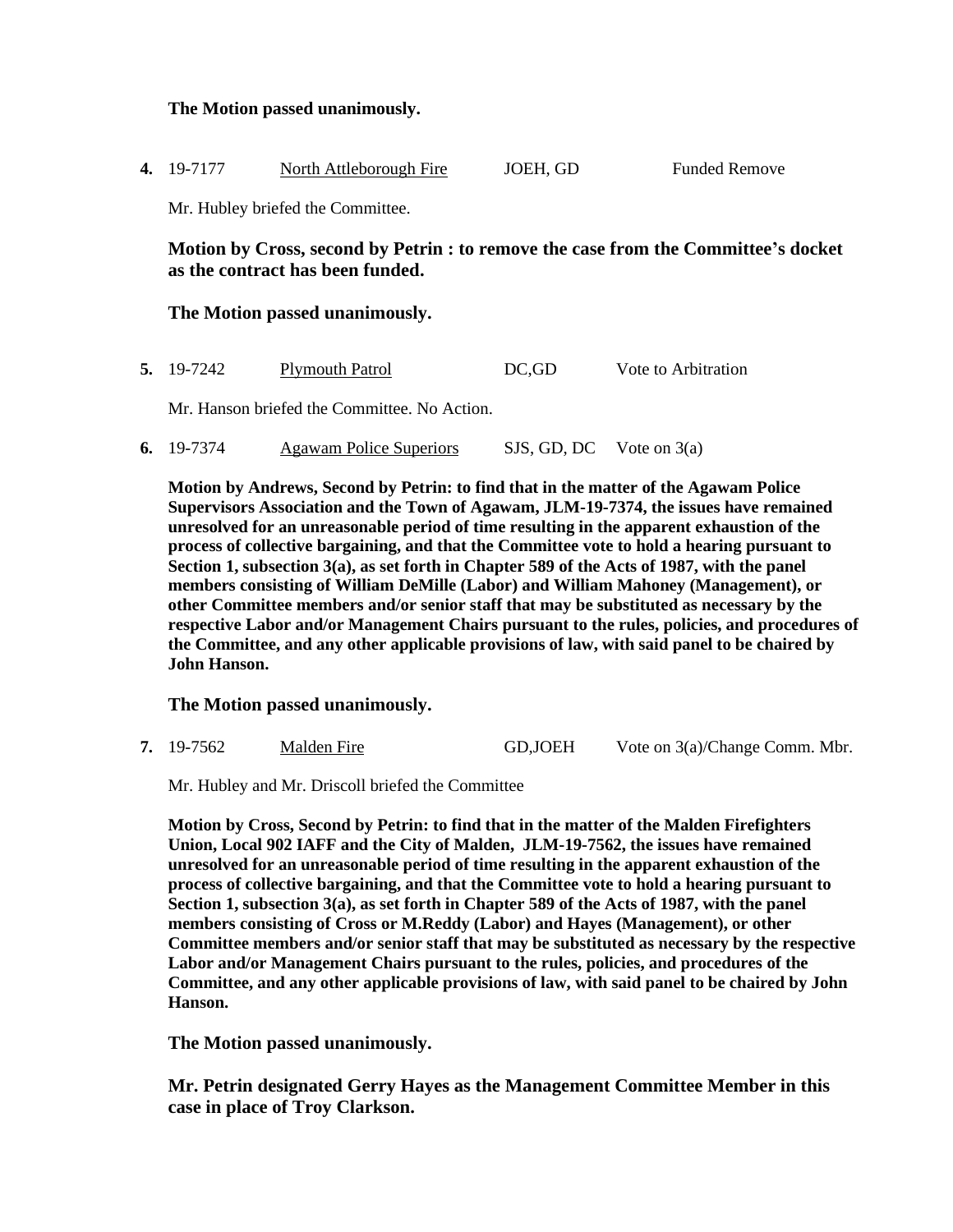**The Motion passed unanimously.**

**4.** 19-7177 North Attleborough Fire JOEH, GD Funded Remove

Mr. Hubley briefed the Committee.

**Motion by Cross, second by Petrin : to remove the case from the Committee's docket as the contract has been funded.**

**The Motion passed unanimously.**

**5.** 19-7242 Plymouth Patrol DC,GD Vote to Arbitration

Mr. Hanson briefed the Committee. No Action.

**6.** 19-7374 Agawam Police Superiors SJS, GD, DC Vote on 3(a)

**Motion by Andrews, Second by Petrin: to find that in the matter of the Agawam Police Supervisors Association and the Town of Agawam, JLM-19-7374, the issues have remained unresolved for an unreasonable period of time resulting in the apparent exhaustion of the process of collective bargaining, and that the Committee vote to hold a hearing pursuant to Section 1, subsection 3(a), as set forth in Chapter 589 of the Acts of 1987, with the panel members consisting of William DeMille (Labor) and William Mahoney (Management), or other Committee members and/or senior staff that may be substituted as necessary by the respective Labor and/or Management Chairs pursuant to the rules, policies, and procedures of the Committee, and any other applicable provisions of law, with said panel to be chaired by John Hanson.**

**The Motion passed unanimously.**

**7.** 19-7562 Malden Fire GD,JOEH Vote on 3(a)/Change Comm. Mbr.

Mr. Hubley and Mr. Driscoll briefed the Committee

**Motion by Cross, Second by Petrin: to find that in the matter of the Malden Firefighters Union, Local 902 IAFF and the City of Malden, JLM-19-7562, the issues have remained unresolved for an unreasonable period of time resulting in the apparent exhaustion of the process of collective bargaining, and that the Committee vote to hold a hearing pursuant to Section 1, subsection 3(a), as set forth in Chapter 589 of the Acts of 1987, with the panel members consisting of Cross or M.Reddy (Labor) and Hayes (Management), or other Committee members and/or senior staff that may be substituted as necessary by the respective Labor and/or Management Chairs pursuant to the rules, policies, and procedures of the Committee, and any other applicable provisions of law, with said panel to be chaired by John Hanson.**

**The Motion passed unanimously.**

**Mr. Petrin designated Gerry Hayes as the Management Committee Member in this case in place of Troy Clarkson.**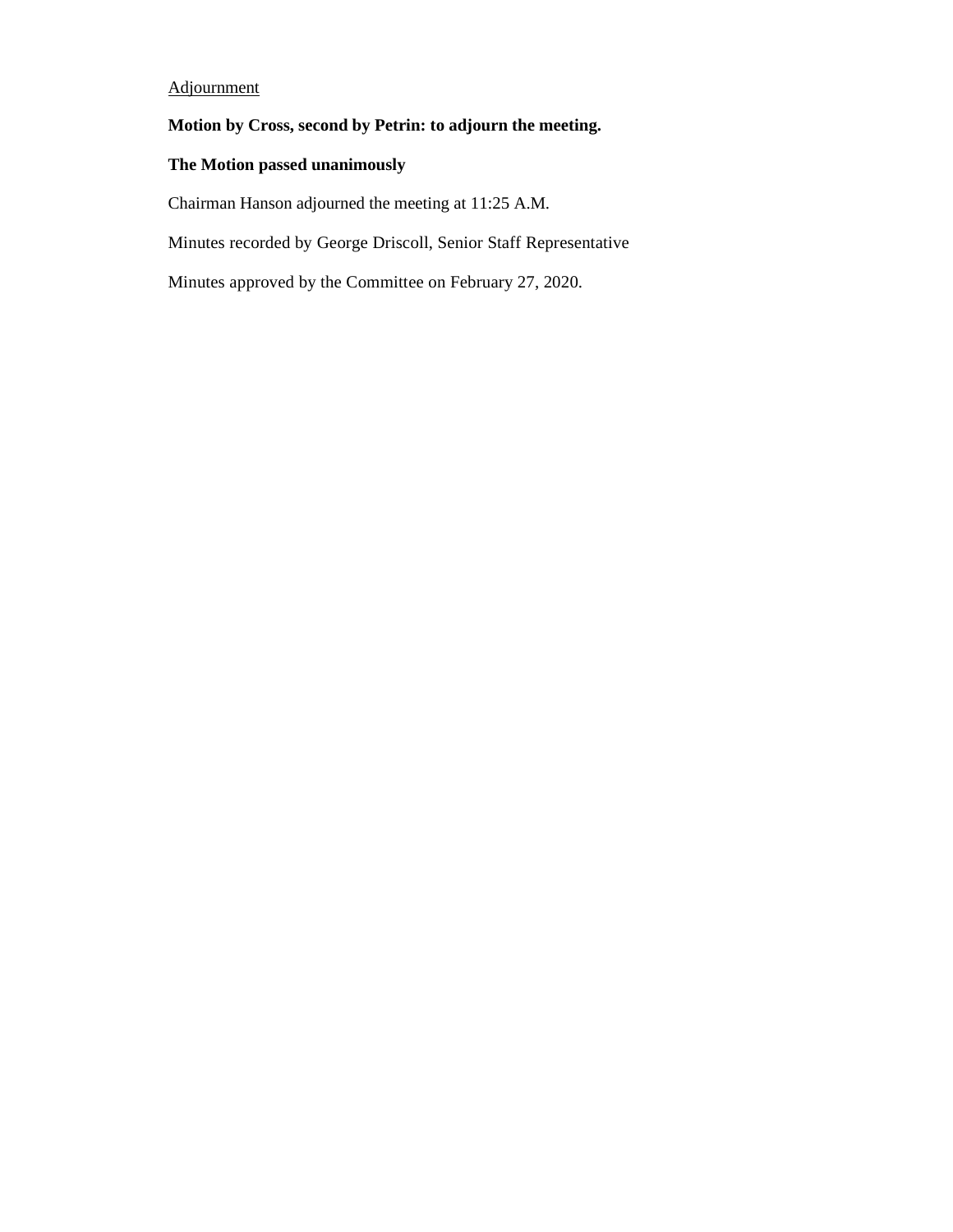Adjournment

**Motion by Cross, second by Petrin: to adjourn the meeting.**

**The Motion passed unanimously**

Chairman Hanson adjourned the meeting at 11:25 A.M.

Minutes recorded by George Driscoll, Senior Staff Representative

Minutes approved by the Committee on February 27, 2020.